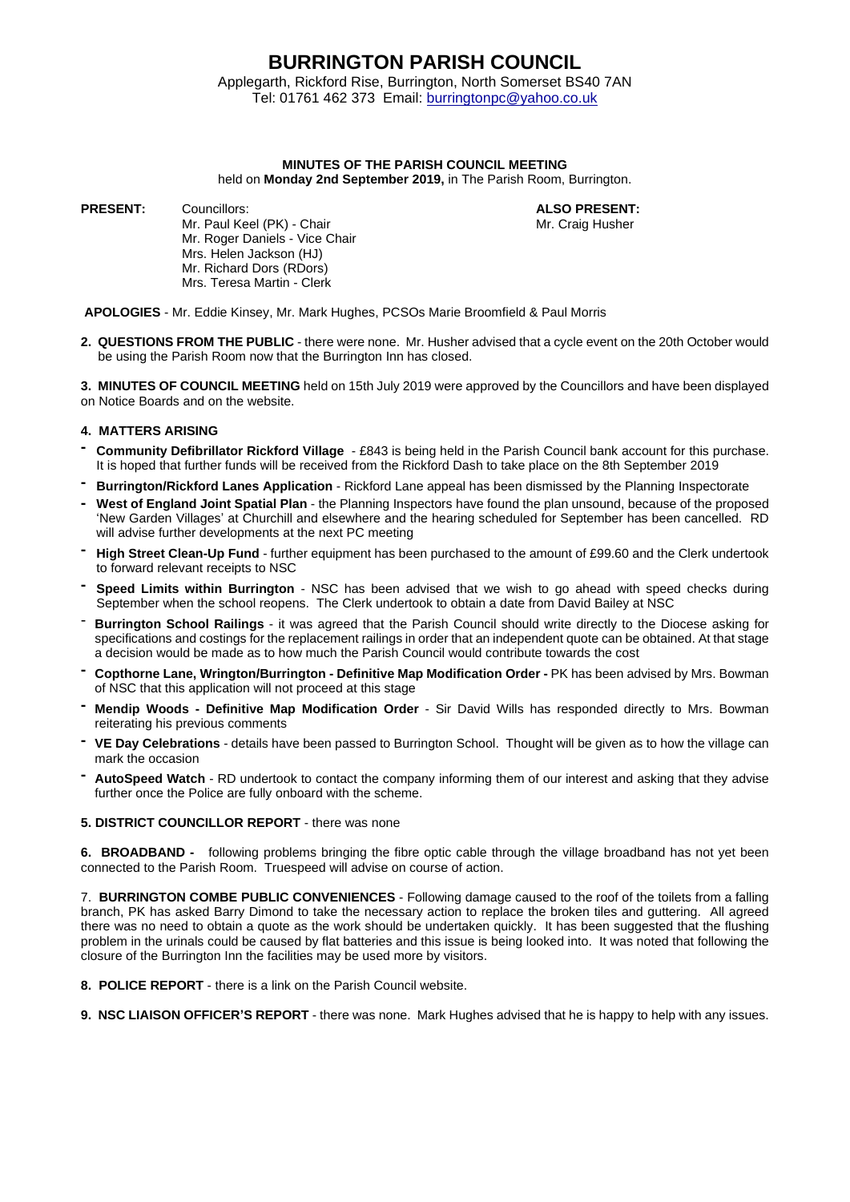# BURRINGTON PARISH COUNCIL

Applegarth, Rickford Rise, Burrington, North Somerset BS40 7AN
Tel: 01761 462 373 Email: burringtonpc@yahoo.co.uk

**MINUTES OF THE PARISH COUNCIL MEETING**
held on **Monday 2nd September 2019,** in The Parish Room, Burrington.

**PRESENT:** Councillors:
Mr. Paul Keel (PK) - Chair
Mr. Roger Daniels - Vice Chair
Mrs. Helen Jackson (HJ)
Mr. Richard Dors (RDors)
Mrs. Teresa Martin - Clerk

**ALSO PRESENT:**
Mr. Craig Husher

**APOLOGIES** - Mr. Eddie Kinsey, Mr. Mark Hughes, PCSOs Marie Broomfield & Paul Morris

**2. QUESTIONS FROM THE PUBLIC** - there were none. Mr. Husher advised that a cycle event on the 20th October would be using the Parish Room now that the Burrington Inn has closed.

**3. MINUTES OF COUNCIL MEETING** held on 15th July 2019 were approved by the Councillors and have been displayed on Notice Boards and on the website.

**4. MATTERS ARISING**

- **Community Defibrillator Rickford Village** - £843 is being held in the Parish Council bank account for this purchase. It is hoped that further funds will be received from the Rickford Dash to take place on the 8th September 2019
- **Burrington/Rickford Lanes Application** - Rickford Lane appeal has been dismissed by the Planning Inspectorate
- **West of England Joint Spatial Plan** - the Planning Inspectors have found the plan unsound, because of the proposed 'New Garden Villages' at Churchill and elsewhere and the hearing scheduled for September has been cancelled. RD will advise further developments at the next PC meeting
- **High Street Clean-Up Fund** - further equipment has been purchased to the amount of £99.60 and the Clerk undertook to forward relevant receipts to NSC
- **Speed Limits within Burrington** - NSC has been advised that we wish to go ahead with speed checks during September when the school reopens. The Clerk undertook to obtain a date from David Bailey at NSC
- **Burrington School Railings** - it was agreed that the Parish Council should write directly to the Diocese asking for specifications and costings for the replacement railings in order that an independent quote can be obtained. At that stage a decision would be made as to how much the Parish Council would contribute towards the cost
- **Copthorne Lane, Wrington/Burrington - Definitive Map Modification Order -** PK has been advised by Mrs. Bowman of NSC that this application will not proceed at this stage
- **Mendip Woods - Definitive Map Modification Order** - Sir David Wills has responded directly to Mrs. Bowman reiterating his previous comments
- **VE Day Celebrations** - details have been passed to Burrington School. Thought will be given as to how the village can mark the occasion
- **AutoSpeed Watch** - RD undertook to contact the company informing them of our interest and asking that they advise further once the Police are fully onboard with the scheme.

**5. DISTRICT COUNCILLOR REPORT** - there was none

**6. BROADBAND -** following problems bringing the fibre optic cable through the village broadband has not yet been connected to the Parish Room. Truespeed will advise on course of action.

7. **BURRINGTON COMBE PUBLIC CONVENIENCES** - Following damage caused to the roof of the toilets from a falling branch, PK has asked Barry Dimond to take the necessary action to replace the broken tiles and guttering. All agreed there was no need to obtain a quote as the work should be undertaken quickly. It has been suggested that the flushing problem in the urinals could be caused by flat batteries and this issue is being looked into. It was noted that following the closure of the Burrington Inn the facilities may be used more by visitors.

**8. POLICE REPORT** - there is a link on the Parish Council website.

**9. NSC LIAISON OFFICER'S REPORT** - there was none. Mark Hughes advised that he is happy to help with any issues.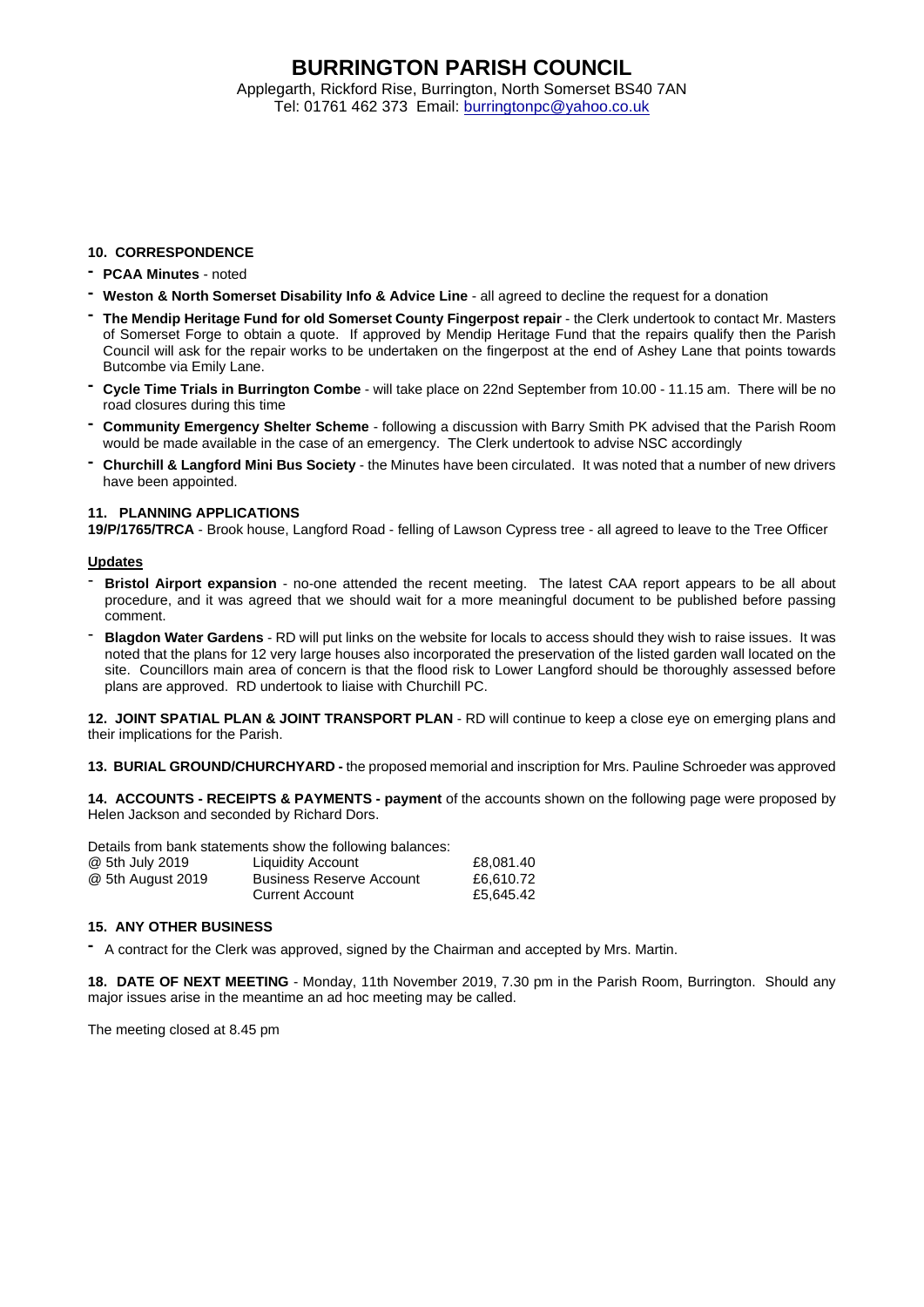# BURRINGTON PARISH COUNCIL

Applegarth, Rickford Rise, Burrington, North Somerset BS40 7AN
Tel: 01761 462 373 Email: burringtonpc@yahoo.co.uk

**10. CORRESPONDENCE**

- **PCAA Minutes** - noted
- **Weston & North Somerset Disability Info & Advice Line** - all agreed to decline the request for a donation
- **The Mendip Heritage Fund for old Somerset County Fingerpost repair** - the Clerk undertook to contact Mr. Masters of Somerset Forge to obtain a quote. If approved by Mendip Heritage Fund that the repairs qualify then the Parish Council will ask for the repair works to be undertaken on the fingerpost at the end of Ashey Lane that points towards Butcombe via Emily Lane.
- **Cycle Time Trials in Burrington Combe** - will take place on 22nd September from 10.00 - 11.15 am. There will be no road closures during this time
- **Community Emergency Shelter Scheme** - following a discussion with Barry Smith PK advised that the Parish Room would be made available in the case of an emergency. The Clerk undertook to advise NSC accordingly
- **Churchill & Langford Mini Bus Society** - the Minutes have been circulated. It was noted that a number of new drivers have been appointed.

**11. PLANNING APPLICATIONS**

**19/P/1765/TRCA** - Brook house, Langford Road - felling of Lawson Cypress tree - all agreed to leave to the Tree Officer

**Updates**

- **Bristol Airport expansion** - no-one attended the recent meeting. The latest CAA report appears to be all about procedure, and it was agreed that we should wait for a more meaningful document to be published before passing comment.
- **Blagdon Water Gardens** - RD will put links on the website for locals to access should they wish to raise issues. It was noted that the plans for 12 very large houses also incorporated the preservation of the listed garden wall located on the site. Councillors main area of concern is that the flood risk to Lower Langford should be thoroughly assessed before plans are approved. RD undertook to liaise with Churchill PC.

**12. JOINT SPATIAL PLAN & JOINT TRANSPORT PLAN** - RD will continue to keep a close eye on emerging plans and their implications for the Parish.

**13. BURIAL GROUND/CHURCHYARD -** the proposed memorial and inscription for Mrs. Pauline Schroeder was approved

**14. ACCOUNTS - RECEIPTS & PAYMENTS - payment** of the accounts shown on the following page were proposed by Helen Jackson and seconded by Richard Dors.

Details from bank statements show the following balances:

| | | |
|---|---|---|
| @ 5th July 2019 | Liquidity Account | £8,081.40 |
| @ 5th August 2019 | Business Reserve Account | £6,610.72 |
| | Current Account | £5,645.42 |

**15. ANY OTHER BUSINESS**

- A contract for the Clerk was approved, signed by the Chairman and accepted by Mrs. Martin.

**18. DATE OF NEXT MEETING** - Monday, 11th November 2019, 7.30 pm in the Parish Room, Burrington. Should any major issues arise in the meantime an ad hoc meeting may be called.

The meeting closed at 8.45 pm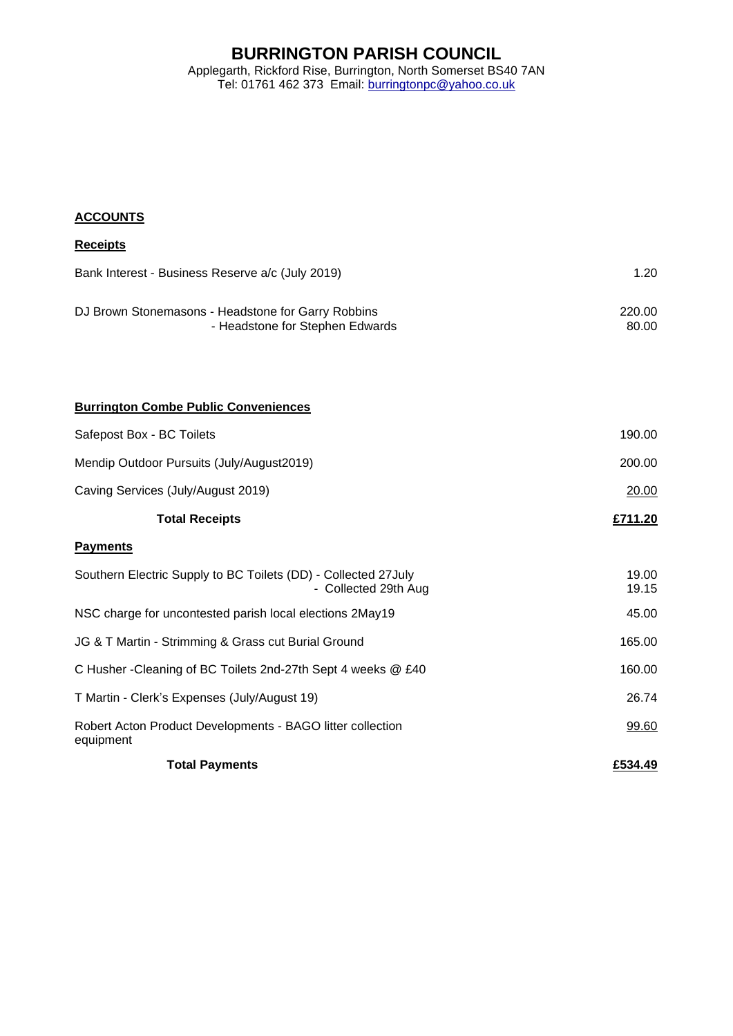# BURRINGTON PARISH COUNCIL

Applegarth, Rickford Rise, Burrington, North Somerset BS40 7AN
Tel: 01761 462 373 Email: burringtonpc@yahoo.co.uk

**ACCOUNTS**

**Receipts**

| | |
|---|---|
| Bank Interest - Business Reserve a/c (July 2019) | 1.20 |
| DJ Brown Stonemasons - Headstone for Garry Robbins | 220.00 |
| - Headstone for Stephen Edwards | 80.00 |

**Burrington Combe Public Conveniences**

| | |
|---|---|
| Safepost Box - BC Toilets | 190.00 |
| Mendip Outdoor Pursuits (July/August2019) | 200.00 |
| Caving Services (July/August 2019) | 20.00 |
| **Total Receipts** | **£711.20** |

**Payments**

| | |
|---|---|
| Southern Electric Supply to BC Toilets (DD) - Collected 27July | 19.00 |
| - Collected 29th Aug | 19.15 |
| NSC charge for uncontested parish local elections 2May19 | 45.00 |
| JG & T Martin - Strimming & Grass cut Burial Ground | 165.00 |
| C Husher -Cleaning of BC Toilets 2nd-27th Sept 4 weeks @ £40 | 160.00 |
| T Martin - Clerk's Expenses (July/August 19) | 26.74 |
| Robert Acton Product Developments - BAGO litter collection equipment | 99.60 |
| **Total Payments** | **£534.49** |